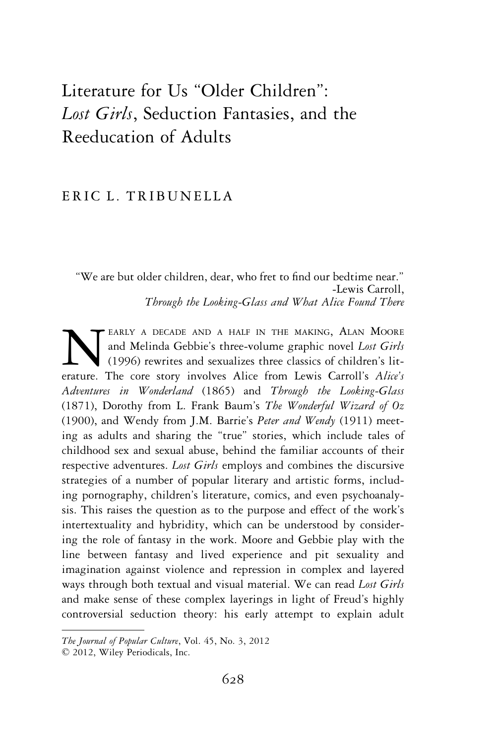# Literature for Us "Older Children": *Lost Girls*, Seduction Fantasies, and the Reeducation of Adults

ERIC L. TRIBUNELLA

> "We are but older children, dear, who fret to find our bedtime near."
> -Lewis Carroll,
> *Through the Looking-Glass and What Alice Found There*

NEARLY A DECADE AND A HALF IN THE MAKING, ALAN MOORE and Melinda Gebbie's three-volume graphic novel *Lost Girls* (1996) rewrites and sexualizes three classics of children's literature. The core story involves Alice from Lewis Carroll's *Alice's Adventures in Wonderland* (1865) and *Through the Looking-Glass* (1871), Dorothy from L. Frank Baum's *The Wonderful Wizard of Oz* (1900), and Wendy from J.M. Barrie's *Peter and Wendy* (1911) meeting as adults and sharing the "true" stories, which include tales of childhood sex and sexual abuse, behind the familiar accounts of their respective adventures. *Lost Girls* employs and combines the discursive strategies of a number of popular literary and artistic forms, including pornography, children's literature, comics, and even psychoanalysis. This raises the question as to the purpose and effect of the work's intertextuality and hybridity, which can be understood by considering the role of fantasy in the work. Moore and Gebbie play with the line between fantasy and lived experience and pit sexuality and imagination against violence and repression in complex and layered ways through both textual and visual material. We can read *Lost Girls* and make sense of these complex layerings in light of Freud's highly controversial seduction theory: his early attempt to explain adult

---

*The Journal of Popular Culture*, Vol. 45, No. 3, 2012
© 2012, Wiley Periodicals, Inc.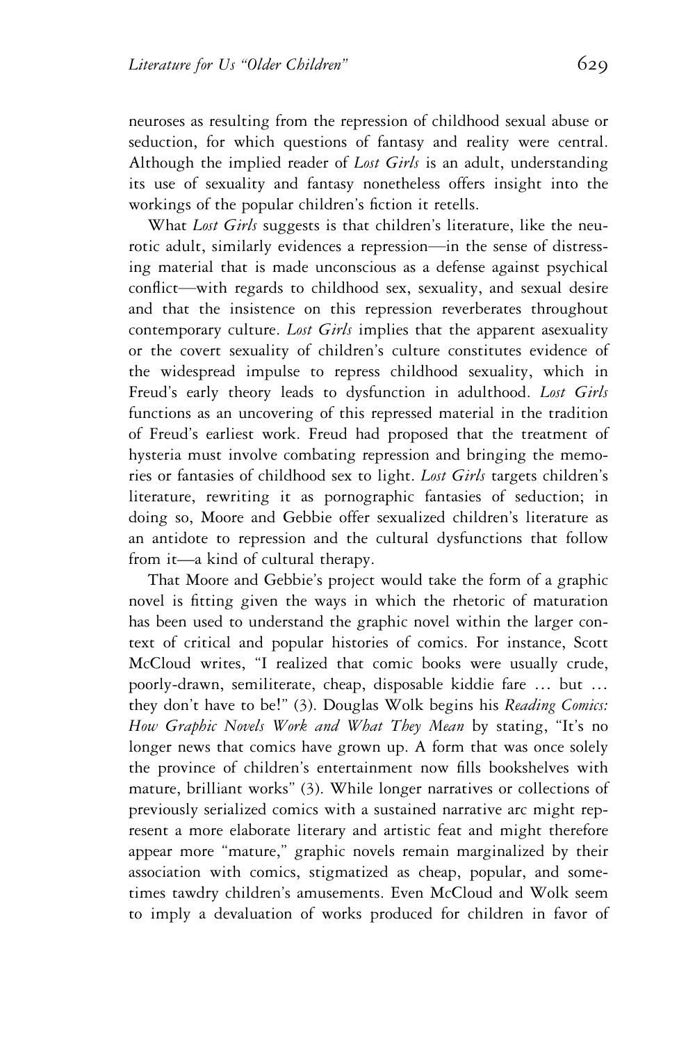neuroses as resulting from the repression of childhood sexual abuse or seduction, for which questions of fantasy and reality were central. Although the implied reader of *Lost Girls* is an adult, understanding its use of sexuality and fantasy nonetheless offers insight into the workings of the popular children's fiction it retells.

What *Lost Girls* suggests is that children's literature, like the neurotic adult, similarly evidences a repression—in the sense of distressing material that is made unconscious as a defense against psychical conflict—with regards to childhood sex, sexuality, and sexual desire and that the insistence on this repression reverberates throughout contemporary culture. *Lost Girls* implies that the apparent asexuality or the covert sexuality of children's culture constitutes evidence of the widespread impulse to repress childhood sexuality, which in Freud's early theory leads to dysfunction in adulthood. *Lost Girls* functions as an uncovering of this repressed material in the tradition of Freud's earliest work. Freud had proposed that the treatment of hysteria must involve combating repression and bringing the memories or fantasies of childhood sex to light. *Lost Girls* targets children's literature, rewriting it as pornographic fantasies of seduction; in doing so, Moore and Gebbie offer sexualized children's literature as an antidote to repression and the cultural dysfunctions that follow from it—a kind of cultural therapy.

That Moore and Gebbie's project would take the form of a graphic novel is fitting given the ways in which the rhetoric of maturation has been used to understand the graphic novel within the larger context of critical and popular histories of comics. For instance, Scott McCloud writes, "I realized that comic books were usually crude, poorly-drawn, semiliterate, cheap, disposable kiddie fare … but … they don't have to be!" (3). Douglas Wolk begins his *Reading Comics: How Graphic Novels Work and What They Mean* by stating, "It's no longer news that comics have grown up. A form that was once solely the province of children's entertainment now fills bookshelves with mature, brilliant works" (3). While longer narratives or collections of previously serialized comics with a sustained narrative arc might represent a more elaborate literary and artistic feat and might therefore appear more "mature," graphic novels remain marginalized by their association with comics, stigmatized as cheap, popular, and sometimes tawdry children's amusements. Even McCloud and Wolk seem to imply a devaluation of works produced for children in favor of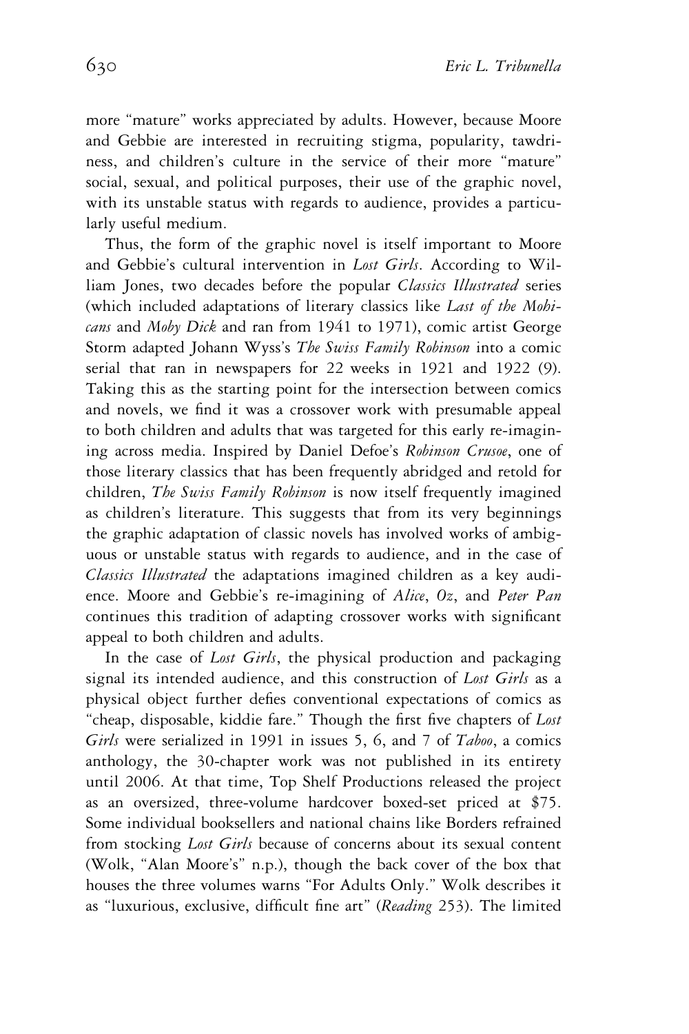more "mature" works appreciated by adults. However, because Moore and Gebbie are interested in recruiting stigma, popularity, tawdriness, and children's culture in the service of their more "mature" social, sexual, and political purposes, their use of the graphic novel, with its unstable status with regards to audience, provides a particularly useful medium.

Thus, the form of the graphic novel is itself important to Moore and Gebbie's cultural intervention in *Lost Girls*. According to William Jones, two decades before the popular *Classics Illustrated* series (which included adaptations of literary classics like *Last of the Mohicans* and *Moby Dick* and ran from 1941 to 1971), comic artist George Storm adapted Johann Wyss's *The Swiss Family Robinson* into a comic serial that ran in newspapers for 22 weeks in 1921 and 1922 (9). Taking this as the starting point for the intersection between comics and novels, we find it was a crossover work with presumable appeal to both children and adults that was targeted for this early re-imagining across media. Inspired by Daniel Defoe's *Robinson Crusoe*, one of those literary classics that has been frequently abridged and retold for children, *The Swiss Family Robinson* is now itself frequently imagined as children's literature. This suggests that from its very beginnings the graphic adaptation of classic novels has involved works of ambiguous or unstable status with regards to audience, and in the case of *Classics Illustrated* the adaptations imagined children as a key audience. Moore and Gebbie's re-imagining of *Alice*, *Oz*, and *Peter Pan* continues this tradition of adapting crossover works with significant appeal to both children and adults.

In the case of *Lost Girls*, the physical production and packaging signal its intended audience, and this construction of *Lost Girls* as a physical object further defies conventional expectations of comics as "cheap, disposable, kiddie fare." Though the first five chapters of *Lost Girls* were serialized in 1991 in issues 5, 6, and 7 of *Taboo*, a comics anthology, the 30-chapter work was not published in its entirety until 2006. At that time, Top Shelf Productions released the project as an oversized, three-volume hardcover boxed-set priced at $75. Some individual booksellers and national chains like Borders refrained from stocking *Lost Girls* because of concerns about its sexual content (Wolk, "Alan Moore's" n.p.), though the back cover of the box that houses the three volumes warns "For Adults Only." Wolk describes it as "luxurious, exclusive, difficult fine art" (*Reading* 253). The limited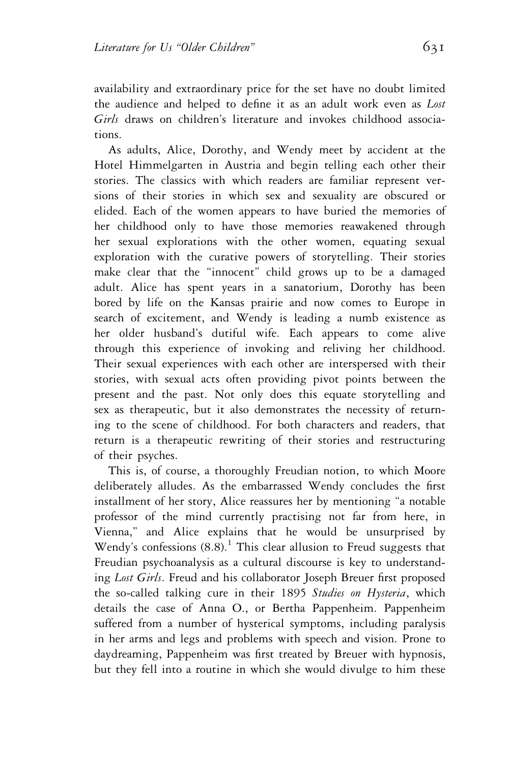availability and extraordinary price for the set have no doubt limited the audience and helped to define it as an adult work even as *Lost Girls* draws on children's literature and invokes childhood associations.

As adults, Alice, Dorothy, and Wendy meet by accident at the Hotel Himmelgarten in Austria and begin telling each other their stories. The classics with which readers are familiar represent versions of their stories in which sex and sexuality are obscured or elided. Each of the women appears to have buried the memories of her childhood only to have those memories reawakened through her sexual explorations with the other women, equating sexual exploration with the curative powers of storytelling. Their stories make clear that the "innocent" child grows up to be a damaged adult. Alice has spent years in a sanatorium, Dorothy has been bored by life on the Kansas prairie and now comes to Europe in search of excitement, and Wendy is leading a numb existence as her older husband's dutiful wife. Each appears to come alive through this experience of invoking and reliving her childhood. Their sexual experiences with each other are interspersed with their stories, with sexual acts often providing pivot points between the present and the past. Not only does this equate storytelling and sex as therapeutic, but it also demonstrates the necessity of returning to the scene of childhood. For both characters and readers, that return is a therapeutic rewriting of their stories and restructuring of their psyches.

This is, of course, a thoroughly Freudian notion, to which Moore deliberately alludes. As the embarrassed Wendy concludes the first installment of her story, Alice reassures her by mentioning "a notable professor of the mind currently practising not far from here, in Vienna," and Alice explains that he would be unsurprised by Wendy's confessions (8.8).[1] This clear allusion to Freud suggests that Freudian psychoanalysis as a cultural discourse is key to understanding *Lost Girls*. Freud and his collaborator Joseph Breuer first proposed the so-called talking cure in their 1895 *Studies on Hysteria*, which details the case of Anna O., or Bertha Pappenheim. Pappenheim suffered from a number of hysterical symptoms, including paralysis in her arms and legs and problems with speech and vision. Prone to daydreaming, Pappenheim was first treated by Breuer with hypnosis, but they fell into a routine in which she would divulge to him these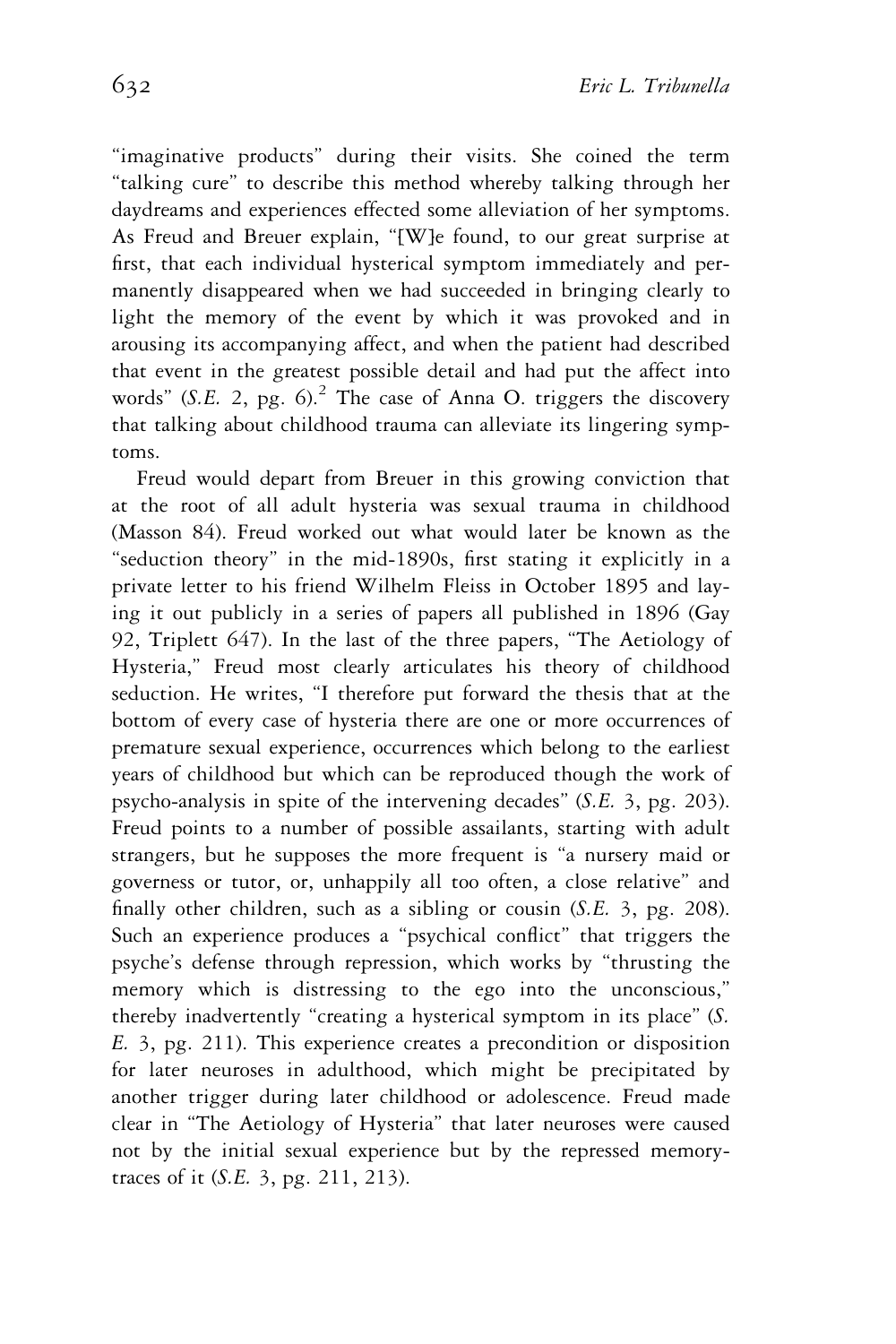"imaginative products" during their visits. She coined the term "talking cure" to describe this method whereby talking through her daydreams and experiences effected some alleviation of her symptoms. As Freud and Breuer explain, "[W]e found, to our great surprise at first, that each individual hysterical symptom immediately and permanently disappeared when we had succeeded in bringing clearly to light the memory of the event by which it was provoked and in arousing its accompanying affect, and when the patient had described that event in the greatest possible detail and had put the affect into words" (*S.E.* 2, pg. 6).[2] The case of Anna O. triggers the discovery that talking about childhood trauma can alleviate its lingering symptoms.

Freud would depart from Breuer in this growing conviction that at the root of all adult hysteria was sexual trauma in childhood (Masson 84). Freud worked out what would later be known as the "seduction theory" in the mid-1890s, first stating it explicitly in a private letter to his friend Wilhelm Fleiss in October 1895 and laying it out publicly in a series of papers all published in 1896 (Gay 92, Triplett 647). In the last of the three papers, "The Aetiology of Hysteria," Freud most clearly articulates his theory of childhood seduction. He writes, "I therefore put forward the thesis that at the bottom of every case of hysteria there are one or more occurrences of premature sexual experience, occurrences which belong to the earliest years of childhood but which can be reproduced though the work of psycho-analysis in spite of the intervening decades" (*S.E.* 3, pg. 203). Freud points to a number of possible assailants, starting with adult strangers, but he supposes the more frequent is "a nursery maid or governess or tutor, or, unhappily all too often, a close relative" and finally other children, such as a sibling or cousin (*S.E.* 3, pg. 208). Such an experience produces a "psychical conflict" that triggers the psyche's defense through repression, which works by "thrusting the memory which is distressing to the ego into the unconscious," thereby inadvertently "creating a hysterical symptom in its place" (*S. E.* 3, pg. 211). This experience creates a precondition or disposition for later neuroses in adulthood, which might be precipitated by another trigger during later childhood or adolescence. Freud made clear in "The Aetiology of Hysteria" that later neuroses were caused not by the initial sexual experience but by the repressed memory-traces of it (*S.E.* 3, pg. 211, 213).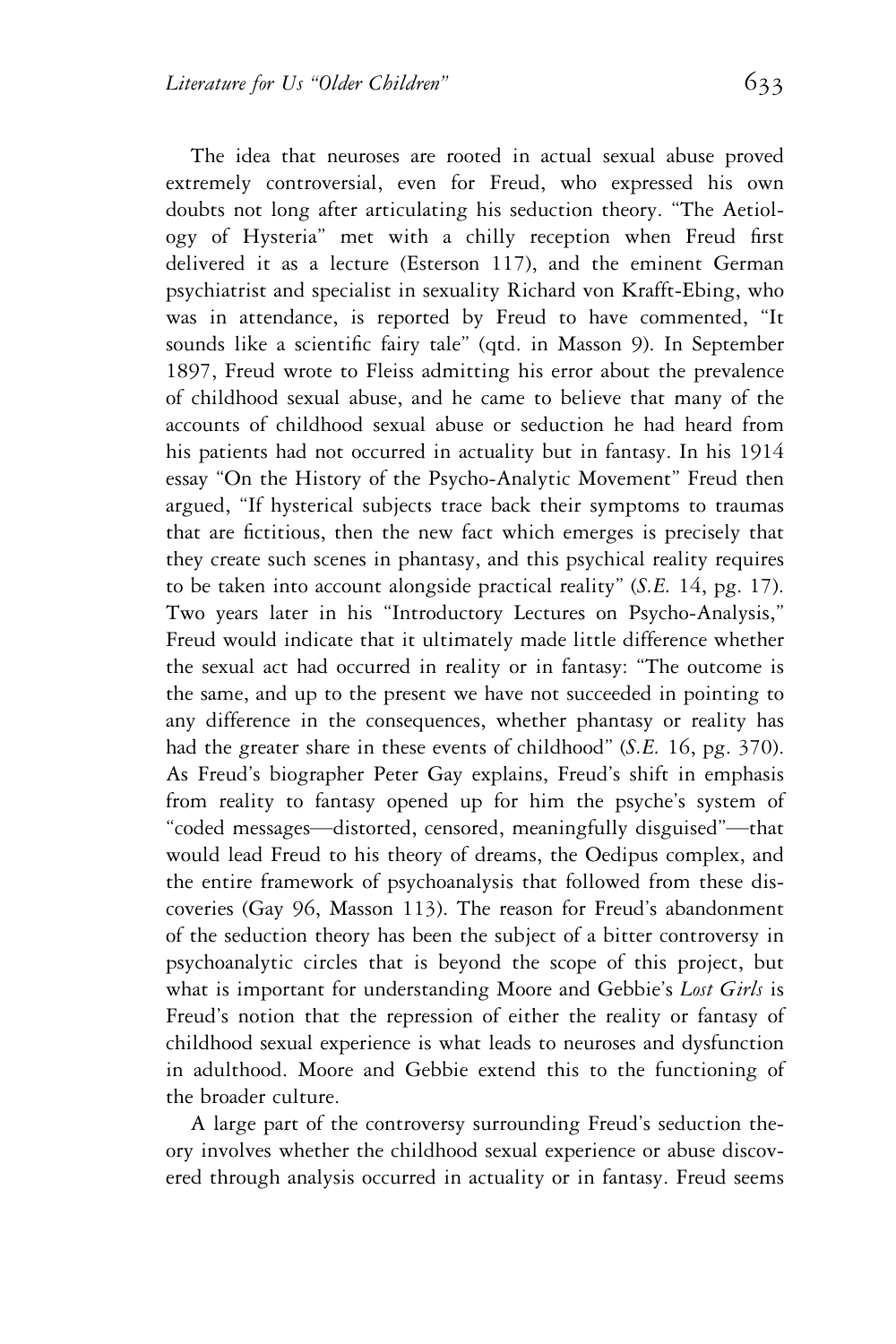The idea that neuroses are rooted in actual sexual abuse proved extremely controversial, even for Freud, who expressed his own doubts not long after articulating his seduction theory. "The Aetiology of Hysteria" met with a chilly reception when Freud first delivered it as a lecture (Esterson 117), and the eminent German psychiatrist and specialist in sexuality Richard von Krafft-Ebing, who was in attendance, is reported by Freud to have commented, "It sounds like a scientific fairy tale" (qtd. in Masson 9). In September 1897, Freud wrote to Fleiss admitting his error about the prevalence of childhood sexual abuse, and he came to believe that many of the accounts of childhood sexual abuse or seduction he had heard from his patients had not occurred in actuality but in fantasy. In his 1914 essay "On the History of the Psycho-Analytic Movement" Freud then argued, "If hysterical subjects trace back their symptoms to traumas that are fictitious, then the new fact which emerges is precisely that they create such scenes in phantasy, and this psychical reality requires to be taken into account alongside practical reality" (*S.E.* 14, pg. 17). Two years later in his "Introductory Lectures on Psycho-Analysis," Freud would indicate that it ultimately made little difference whether the sexual act had occurred in reality or in fantasy: "The outcome is the same, and up to the present we have not succeeded in pointing to any difference in the consequences, whether phantasy or reality has had the greater share in these events of childhood" (*S.E.* 16, pg. 370). As Freud's biographer Peter Gay explains, Freud's shift in emphasis from reality to fantasy opened up for him the psyche's system of "coded messages—distorted, censored, meaningfully disguised"—that would lead Freud to his theory of dreams, the Oedipus complex, and the entire framework of psychoanalysis that followed from these discoveries (Gay 96, Masson 113). The reason for Freud's abandonment of the seduction theory has been the subject of a bitter controversy in psychoanalytic circles that is beyond the scope of this project, but what is important for understanding Moore and Gebbie's *Lost Girls* is Freud's notion that the repression of either the reality or fantasy of childhood sexual experience is what leads to neuroses and dysfunction in adulthood. Moore and Gebbie extend this to the functioning of the broader culture.

A large part of the controversy surrounding Freud's seduction theory involves whether the childhood sexual experience or abuse discovered through analysis occurred in actuality or in fantasy. Freud seems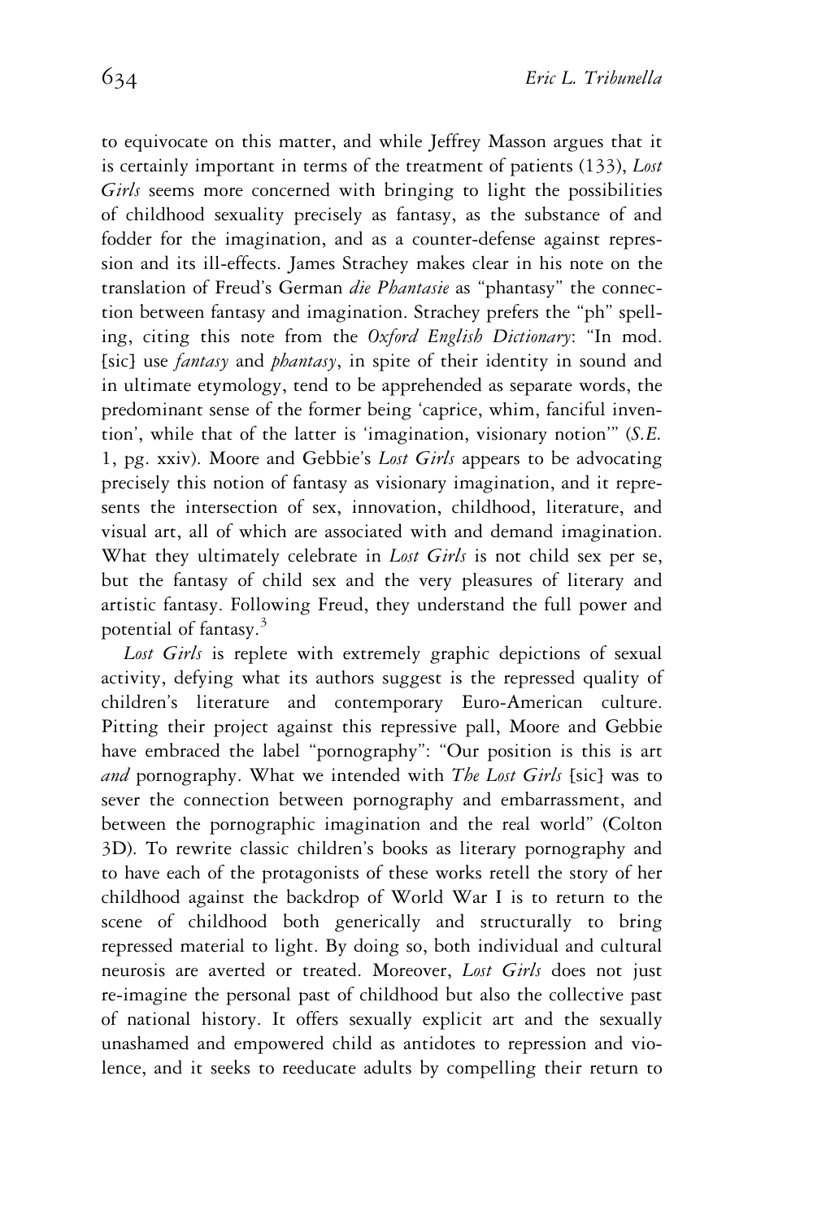to equivocate on this matter, and while Jeffrey Masson argues that it is certainly important in terms of the treatment of patients (133), *Lost Girls* seems more concerned with bringing to light the possibilities of childhood sexuality precisely as fantasy, as the substance of and fodder for the imagination, and as a counter-defense against repression and its ill-effects. James Strachey makes clear in his note on the translation of Freud's German *die Phantasie* as "phantasy" the connection between fantasy and imagination. Strachey prefers the "ph" spelling, citing this note from the *Oxford English Dictionary*: "In mod. [sic] use *fantasy* and *phantasy*, in spite of their identity in sound and in ultimate etymology, tend to be apprehended as separate words, the predominant sense of the former being 'caprice, whim, fanciful invention', while that of the latter is 'imagination, visionary notion'" (*S.E.* 1, pg. xxiv). Moore and Gebbie's *Lost Girls* appears to be advocating precisely this notion of fantasy as visionary imagination, and it represents the intersection of sex, innovation, childhood, literature, and visual art, all of which are associated with and demand imagination. What they ultimately celebrate in *Lost Girls* is not child sex per se, but the fantasy of child sex and the very pleasures of literary and artistic fantasy. Following Freud, they understand the full power and potential of fantasy.[3]

*Lost Girls* is replete with extremely graphic depictions of sexual activity, defying what its authors suggest is the repressed quality of children's literature and contemporary Euro-American culture. Pitting their project against this repressive pall, Moore and Gebbie have embraced the label "pornography": "Our position is this is art *and* pornography. What we intended with *The Lost Girls* [sic] was to sever the connection between pornography and embarrassment, and between the pornographic imagination and the real world" (Colton 3D). To rewrite classic children's books as literary pornography and to have each of the protagonists of these works retell the story of her childhood against the backdrop of World War I is to return to the scene of childhood both generically and structurally to bring repressed material to light. By doing so, both individual and cultural neurosis are averted or treated. Moreover, *Lost Girls* does not just re-imagine the personal past of childhood but also the collective past of national history. It offers sexually explicit art and the sexually unashamed and empowered child as antidotes to repression and violence, and it seeks to reeducate adults by compelling their return to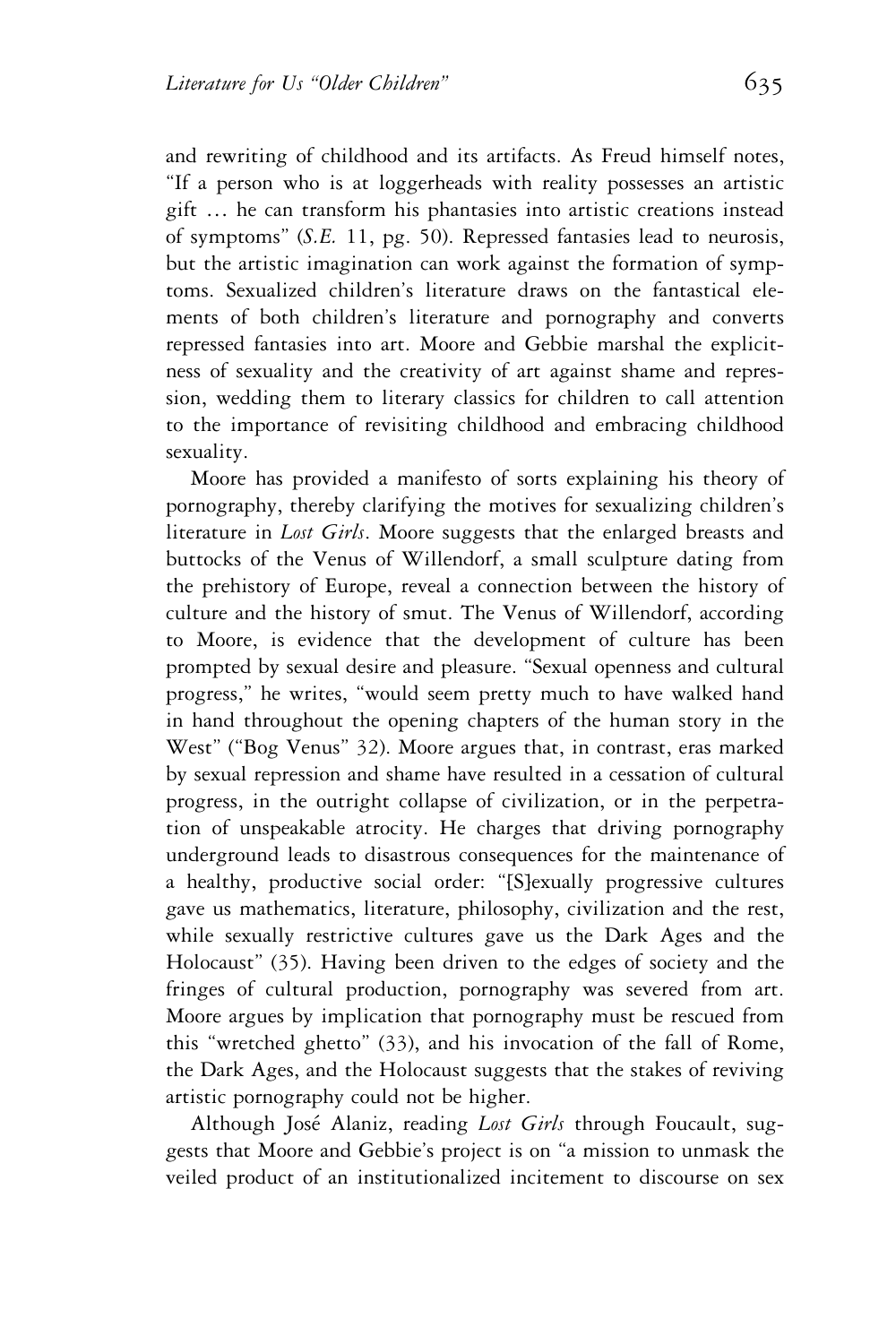and rewriting of childhood and its artifacts. As Freud himself notes, "If a person who is at loggerheads with reality possesses an artistic gift … he can transform his phantasies into artistic creations instead of symptoms" (*S.E.* 11, pg. 50). Repressed fantasies lead to neurosis, but the artistic imagination can work against the formation of symptoms. Sexualized children's literature draws on the fantastical elements of both children's literature and pornography and converts repressed fantasies into art. Moore and Gebbie marshal the explicitness of sexuality and the creativity of art against shame and repression, wedding them to literary classics for children to call attention to the importance of revisiting childhood and embracing childhood sexuality.

Moore has provided a manifesto of sorts explaining his theory of pornography, thereby clarifying the motives for sexualizing children's literature in *Lost Girls*. Moore suggests that the enlarged breasts and buttocks of the Venus of Willendorf, a small sculpture dating from the prehistory of Europe, reveal a connection between the history of culture and the history of smut. The Venus of Willendorf, according to Moore, is evidence that the development of culture has been prompted by sexual desire and pleasure. "Sexual openness and cultural progress," he writes, "would seem pretty much to have walked hand in hand throughout the opening chapters of the human story in the West" ("Bog Venus" 32). Moore argues that, in contrast, eras marked by sexual repression and shame have resulted in a cessation of cultural progress, in the outright collapse of civilization, or in the perpetration of unspeakable atrocity. He charges that driving pornography underground leads to disastrous consequences for the maintenance of a healthy, productive social order: "[S]exually progressive cultures gave us mathematics, literature, philosophy, civilization and the rest, while sexually restrictive cultures gave us the Dark Ages and the Holocaust" (35). Having been driven to the edges of society and the fringes of cultural production, pornography was severed from art. Moore argues by implication that pornography must be rescued from this "wretched ghetto" (33), and his invocation of the fall of Rome, the Dark Ages, and the Holocaust suggests that the stakes of reviving artistic pornography could not be higher.

Although José Alaniz, reading *Lost Girls* through Foucault, suggests that Moore and Gebbie's project is on "a mission to unmask the veiled product of an institutionalized incitement to discourse on sex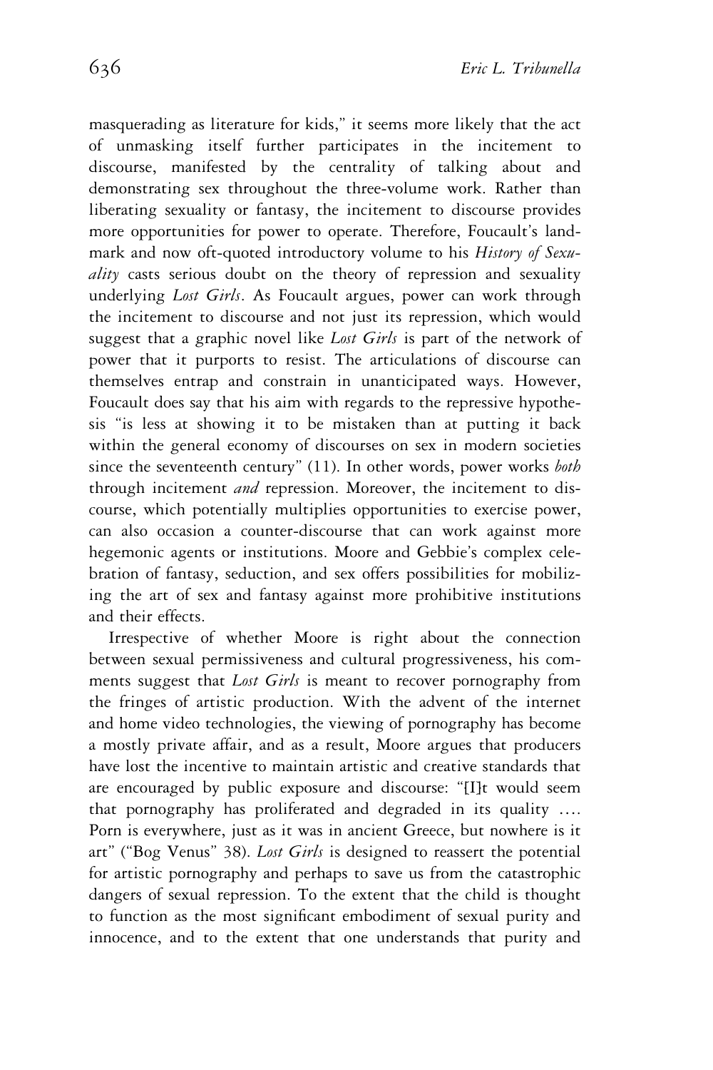masquerading as literature for kids," it seems more likely that the act of unmasking itself further participates in the incitement to discourse, manifested by the centrality of talking about and demonstrating sex throughout the three-volume work. Rather than liberating sexuality or fantasy, the incitement to discourse provides more opportunities for power to operate. Therefore, Foucault's landmark and now oft-quoted introductory volume to his *History of Sexuality* casts serious doubt on the theory of repression and sexuality underlying *Lost Girls*. As Foucault argues, power can work through the incitement to discourse and not just its repression, which would suggest that a graphic novel like *Lost Girls* is part of the network of power that it purports to resist. The articulations of discourse can themselves entrap and constrain in unanticipated ways. However, Foucault does say that his aim with regards to the repressive hypothesis "is less at showing it to be mistaken than at putting it back within the general economy of discourses on sex in modern societies since the seventeenth century" (11). In other words, power works *both* through incitement *and* repression. Moreover, the incitement to discourse, which potentially multiplies opportunities to exercise power, can also occasion a counter-discourse that can work against more hegemonic agents or institutions. Moore and Gebbie's complex celebration of fantasy, seduction, and sex offers possibilities for mobilizing the art of sex and fantasy against more prohibitive institutions and their effects.

Irrespective of whether Moore is right about the connection between sexual permissiveness and cultural progressiveness, his comments suggest that *Lost Girls* is meant to recover pornography from the fringes of artistic production. With the advent of the internet and home video technologies, the viewing of pornography has become a mostly private affair, and as a result, Moore argues that producers have lost the incentive to maintain artistic and creative standards that are encouraged by public exposure and discourse: "[I]t would seem that pornography has proliferated and degraded in its quality .... Porn is everywhere, just as it was in ancient Greece, but nowhere is it art" ("Bog Venus" 38). *Lost Girls* is designed to reassert the potential for artistic pornography and perhaps to save us from the catastrophic dangers of sexual repression. To the extent that the child is thought to function as the most significant embodiment of sexual purity and innocence, and to the extent that one understands that purity and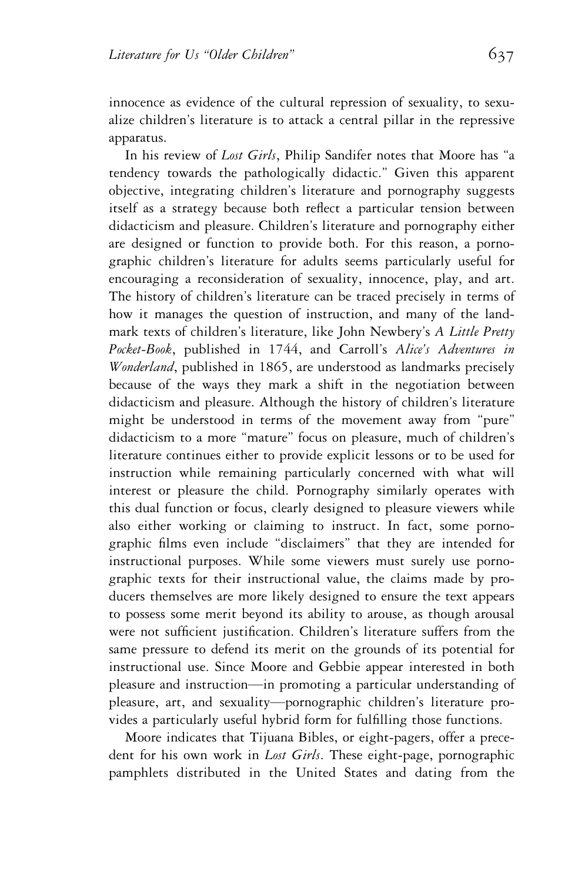innocence as evidence of the cultural repression of sexuality, to sexualize children's literature is to attack a central pillar in the repressive apparatus.

In his review of *Lost Girls*, Philip Sandifer notes that Moore has "a tendency towards the pathologically didactic." Given this apparent objective, integrating children's literature and pornography suggests itself as a strategy because both reflect a particular tension between didacticism and pleasure. Children's literature and pornography either are designed or function to provide both. For this reason, a pornographic children's literature for adults seems particularly useful for encouraging a reconsideration of sexuality, innocence, play, and art. The history of children's literature can be traced precisely in terms of how it manages the question of instruction, and many of the landmark texts of children's literature, like John Newbery's *A Little Pretty Pocket-Book*, published in 1744, and Carroll's *Alice's Adventures in Wonderland*, published in 1865, are understood as landmarks precisely because of the ways they mark a shift in the negotiation between didacticism and pleasure. Although the history of children's literature might be understood in terms of the movement away from "pure" didacticism to a more "mature" focus on pleasure, much of children's literature continues either to provide explicit lessons or to be used for instruction while remaining particularly concerned with what will interest or pleasure the child. Pornography similarly operates with this dual function or focus, clearly designed to pleasure viewers while also either working or claiming to instruct. In fact, some pornographic films even include "disclaimers" that they are intended for instructional purposes. While some viewers must surely use pornographic texts for their instructional value, the claims made by producers themselves are more likely designed to ensure the text appears to possess some merit beyond its ability to arouse, as though arousal were not sufficient justification. Children's literature suffers from the same pressure to defend its merit on the grounds of its potential for instructional use. Since Moore and Gebbie appear interested in both pleasure and instruction—in promoting a particular understanding of pleasure, art, and sexuality—pornographic children's literature provides a particularly useful hybrid form for fulfilling those functions.

Moore indicates that Tijuana Bibles, or eight-pagers, offer a precedent for his own work in *Lost Girls*. These eight-page, pornographic pamphlets distributed in the United States and dating from the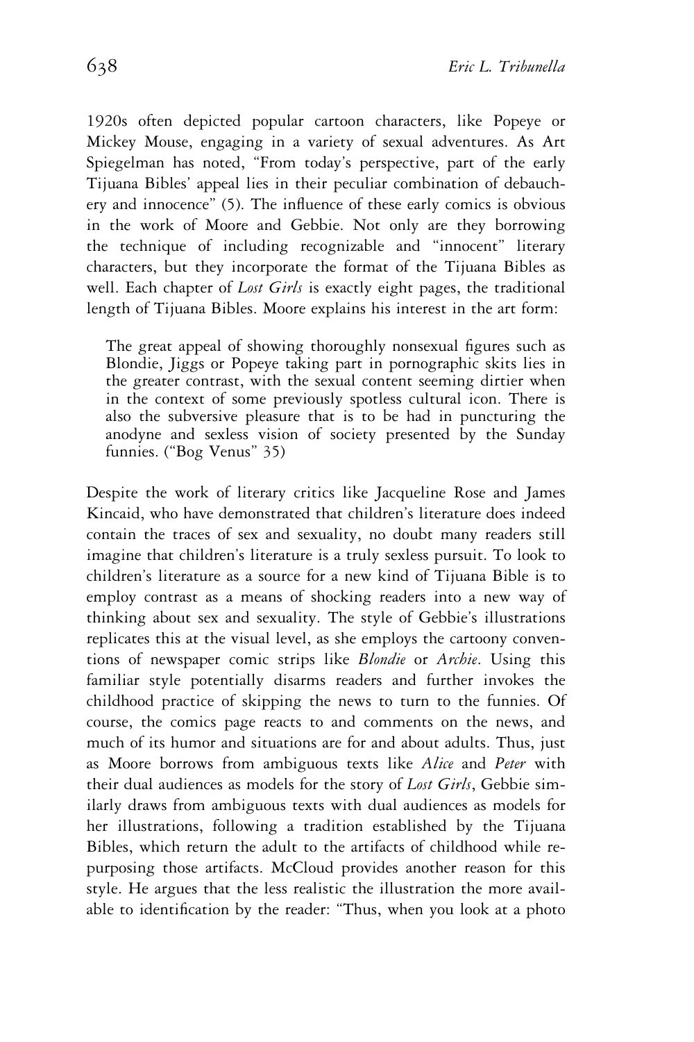1920s often depicted popular cartoon characters, like Popeye or Mickey Mouse, engaging in a variety of sexual adventures. As Art Spiegelman has noted, "From today's perspective, part of the early Tijuana Bibles' appeal lies in their peculiar combination of debauchery and innocence" (5). The influence of these early comics is obvious in the work of Moore and Gebbie. Not only are they borrowing the technique of including recognizable and "innocent" literary characters, but they incorporate the format of the Tijuana Bibles as well. Each chapter of *Lost Girls* is exactly eight pages, the traditional length of Tijuana Bibles. Moore explains his interest in the art form:

> The great appeal of showing thoroughly nonsexual figures such as Blondie, Jiggs or Popeye taking part in pornographic skits lies in the greater contrast, with the sexual content seeming dirtier when in the context of some previously spotless cultural icon. There is also the subversive pleasure that is to be had in puncturing the anodyne and sexless vision of society presented by the Sunday funnies. ("Bog Venus" 35)

Despite the work of literary critics like Jacqueline Rose and James Kincaid, who have demonstrated that children's literature does indeed contain the traces of sex and sexuality, no doubt many readers still imagine that children's literature is a truly sexless pursuit. To look to children's literature as a source for a new kind of Tijuana Bible is to employ contrast as a means of shocking readers into a new way of thinking about sex and sexuality. The style of Gebbie's illustrations replicates this at the visual level, as she employs the cartoony conventions of newspaper comic strips like *Blondie* or *Archie*. Using this familiar style potentially disarms readers and further invokes the childhood practice of skipping the news to turn to the funnies. Of course, the comics page reacts to and comments on the news, and much of its humor and situations are for and about adults. Thus, just as Moore borrows from ambiguous texts like *Alice* and *Peter* with their dual audiences as models for the story of *Lost Girls*, Gebbie similarly draws from ambiguous texts with dual audiences as models for her illustrations, following a tradition established by the Tijuana Bibles, which return the adult to the artifacts of childhood while repurposing those artifacts. McCloud provides another reason for this style. He argues that the less realistic the illustration the more available to identification by the reader: "Thus, when you look at a photo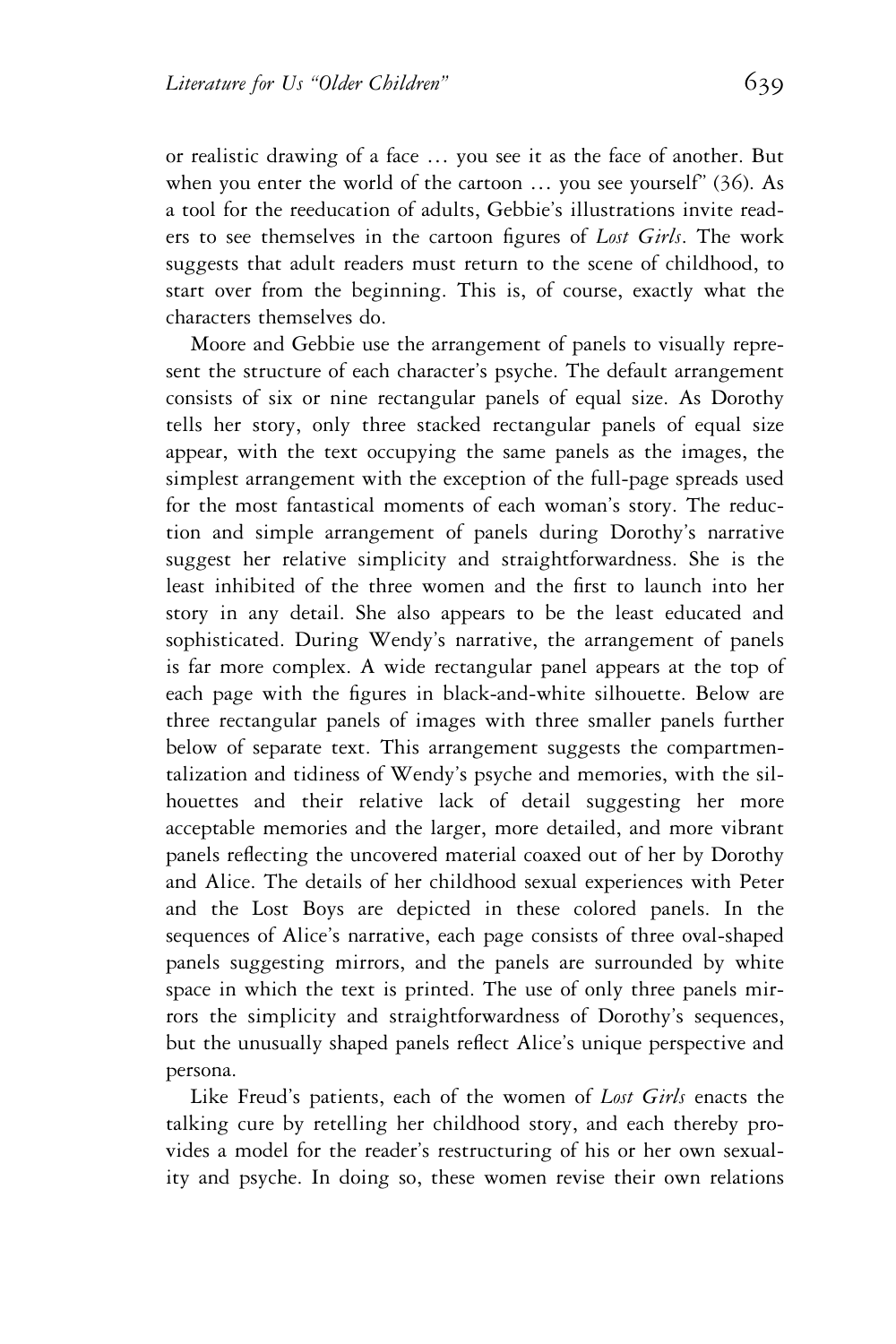or realistic drawing of a face … you see it as the face of another. But when you enter the world of the cartoon … you see yourself" (36). As a tool for the reeducation of adults, Gebbie's illustrations invite readers to see themselves in the cartoon figures of *Lost Girls*. The work suggests that adult readers must return to the scene of childhood, to start over from the beginning. This is, of course, exactly what the characters themselves do.

Moore and Gebbie use the arrangement of panels to visually represent the structure of each character's psyche. The default arrangement consists of six or nine rectangular panels of equal size. As Dorothy tells her story, only three stacked rectangular panels of equal size appear, with the text occupying the same panels as the images, the simplest arrangement with the exception of the full-page spreads used for the most fantastical moments of each woman's story. The reduction and simple arrangement of panels during Dorothy's narrative suggest her relative simplicity and straightforwardness. She is the least inhibited of the three women and the first to launch into her story in any detail. She also appears to be the least educated and sophisticated. During Wendy's narrative, the arrangement of panels is far more complex. A wide rectangular panel appears at the top of each page with the figures in black-and-white silhouette. Below are three rectangular panels of images with three smaller panels further below of separate text. This arrangement suggests the compartmentalization and tidiness of Wendy's psyche and memories, with the silhouettes and their relative lack of detail suggesting her more acceptable memories and the larger, more detailed, and more vibrant panels reflecting the uncovered material coaxed out of her by Dorothy and Alice. The details of her childhood sexual experiences with Peter and the Lost Boys are depicted in these colored panels. In the sequences of Alice's narrative, each page consists of three oval-shaped panels suggesting mirrors, and the panels are surrounded by white space in which the text is printed. The use of only three panels mirrors the simplicity and straightforwardness of Dorothy's sequences, but the unusually shaped panels reflect Alice's unique perspective and persona.

Like Freud's patients, each of the women of *Lost Girls* enacts the talking cure by retelling her childhood story, and each thereby provides a model for the reader's restructuring of his or her own sexuality and psyche. In doing so, these women revise their own relations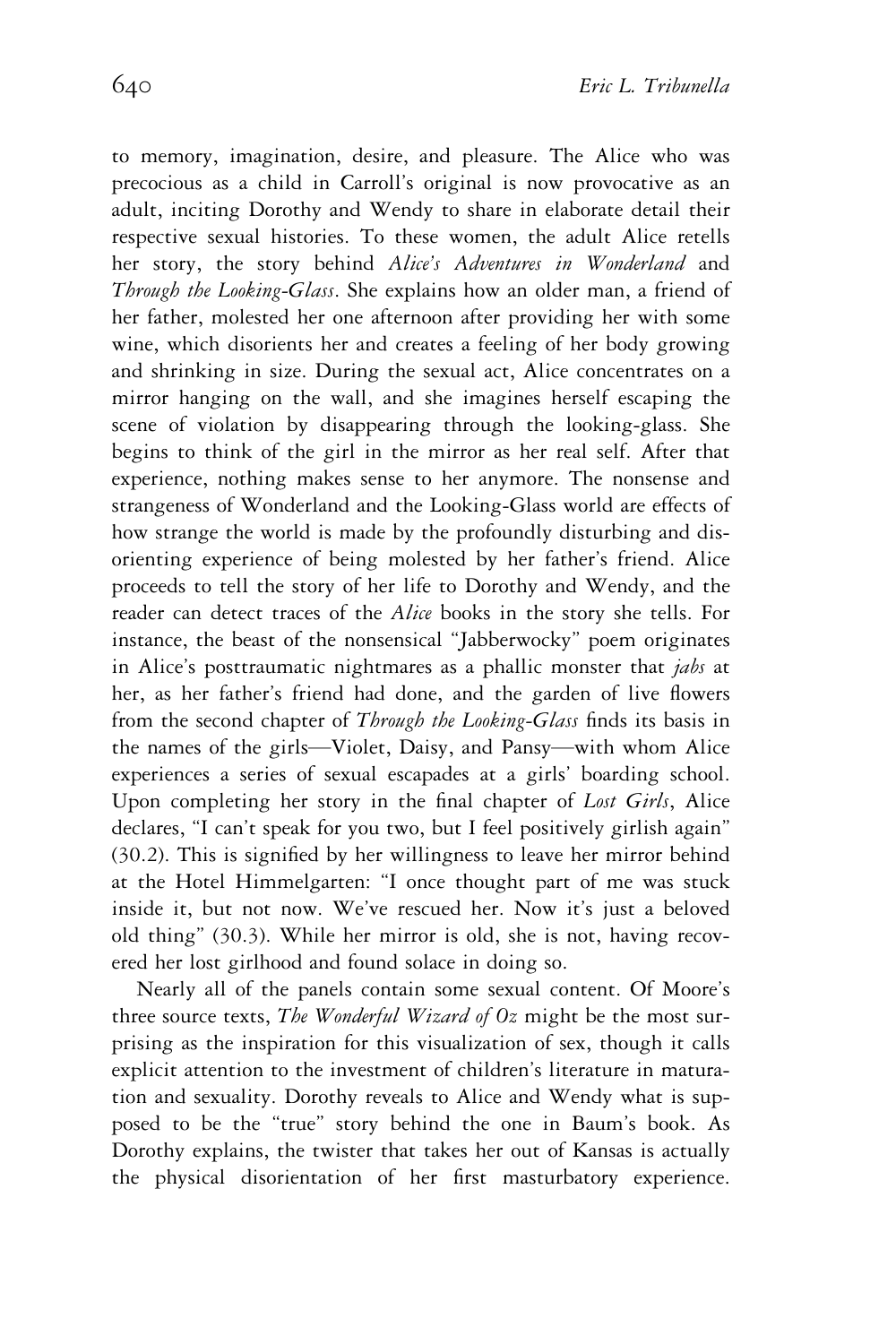to memory, imagination, desire, and pleasure. The Alice who was precocious as a child in Carroll's original is now provocative as an adult, inciting Dorothy and Wendy to share in elaborate detail their respective sexual histories. To these women, the adult Alice retells her story, the story behind *Alice's Adventures in Wonderland* and *Through the Looking-Glass*. She explains how an older man, a friend of her father, molested her one afternoon after providing her with some wine, which disorients her and creates a feeling of her body growing and shrinking in size. During the sexual act, Alice concentrates on a mirror hanging on the wall, and she imagines herself escaping the scene of violation by disappearing through the looking-glass. She begins to think of the girl in the mirror as her real self. After that experience, nothing makes sense to her anymore. The nonsense and strangeness of Wonderland and the Looking-Glass world are effects of how strange the world is made by the profoundly disturbing and disorienting experience of being molested by her father's friend. Alice proceeds to tell the story of her life to Dorothy and Wendy, and the reader can detect traces of the *Alice* books in the story she tells. For instance, the beast of the nonsensical "Jabberwocky" poem originates in Alice's posttraumatic nightmares as a phallic monster that *jabs* at her, as her father's friend had done, and the garden of live flowers from the second chapter of *Through the Looking-Glass* finds its basis in the names of the girls—Violet, Daisy, and Pansy—with whom Alice experiences a series of sexual escapades at a girls' boarding school. Upon completing her story in the final chapter of *Lost Girls*, Alice declares, "I can't speak for you two, but I feel positively girlish again" (30.2). This is signified by her willingness to leave her mirror behind at the Hotel Himmelgarten: "I once thought part of me was stuck inside it, but not now. We've rescued her. Now it's just a beloved old thing" (30.3). While her mirror is old, she is not, having recovered her lost girlhood and found solace in doing so.

Nearly all of the panels contain some sexual content. Of Moore's three source texts, *The Wonderful Wizard of Oz* might be the most surprising as the inspiration for this visualization of sex, though it calls explicit attention to the investment of children's literature in maturation and sexuality. Dorothy reveals to Alice and Wendy what is supposed to be the "true" story behind the one in Baum's book. As Dorothy explains, the twister that takes her out of Kansas is actually the physical disorientation of her first masturbatory experience.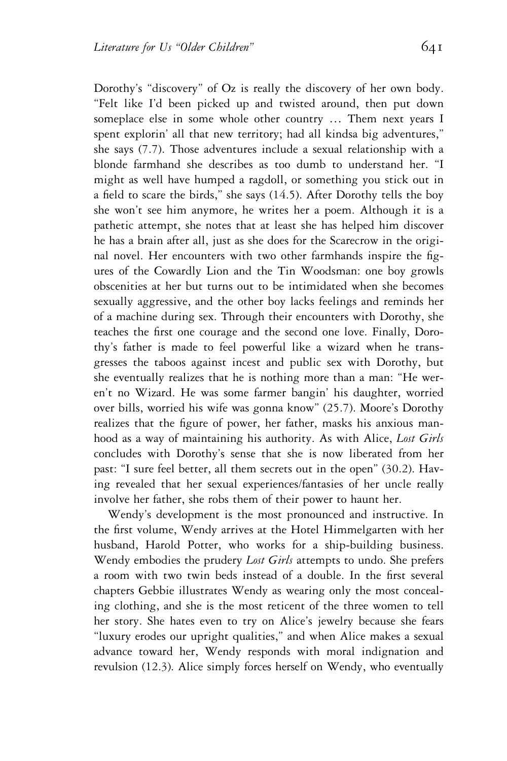Dorothy's "discovery" of Oz is really the discovery of her own body. "Felt like I'd been picked up and twisted around, then put down someplace else in some whole other country … Them next years I spent explorin' all that new territory; had all kindsa big adventures," she says (7.7). Those adventures include a sexual relationship with a blonde farmhand she describes as too dumb to understand her. "I might as well have humped a ragdoll, or something you stick out in a field to scare the birds," she says (14.5). After Dorothy tells the boy she won't see him anymore, he writes her a poem. Although it is a pathetic attempt, she notes that at least she has helped him discover he has a brain after all, just as she does for the Scarecrow in the original novel. Her encounters with two other farmhands inspire the figures of the Cowardly Lion and the Tin Woodsman: one boy growls obscenities at her but turns out to be intimidated when she becomes sexually aggressive, and the other boy lacks feelings and reminds her of a machine during sex. Through their encounters with Dorothy, she teaches the first one courage and the second one love. Finally, Dorothy's father is made to feel powerful like a wizard when he transgresses the taboos against incest and public sex with Dorothy, but she eventually realizes that he is nothing more than a man: "He weren't no Wizard. He was some farmer bangin' his daughter, worried over bills, worried his wife was gonna know" (25.7). Moore's Dorothy realizes that the figure of power, her father, masks his anxious manhood as a way of maintaining his authority. As with Alice, *Lost Girls* concludes with Dorothy's sense that she is now liberated from her past: "I sure feel better, all them secrets out in the open" (30.2). Having revealed that her sexual experiences/fantasies of her uncle really involve her father, she robs them of their power to haunt her.

Wendy's development is the most pronounced and instructive. In the first volume, Wendy arrives at the Hotel Himmelgarten with her husband, Harold Potter, who works for a ship-building business. Wendy embodies the prudery *Lost Girls* attempts to undo. She prefers a room with two twin beds instead of a double. In the first several chapters Gebbie illustrates Wendy as wearing only the most concealing clothing, and she is the most reticent of the three women to tell her story. She hates even to try on Alice's jewelry because she fears "luxury erodes our upright qualities," and when Alice makes a sexual advance toward her, Wendy responds with moral indignation and revulsion (12.3). Alice simply forces herself on Wendy, who eventually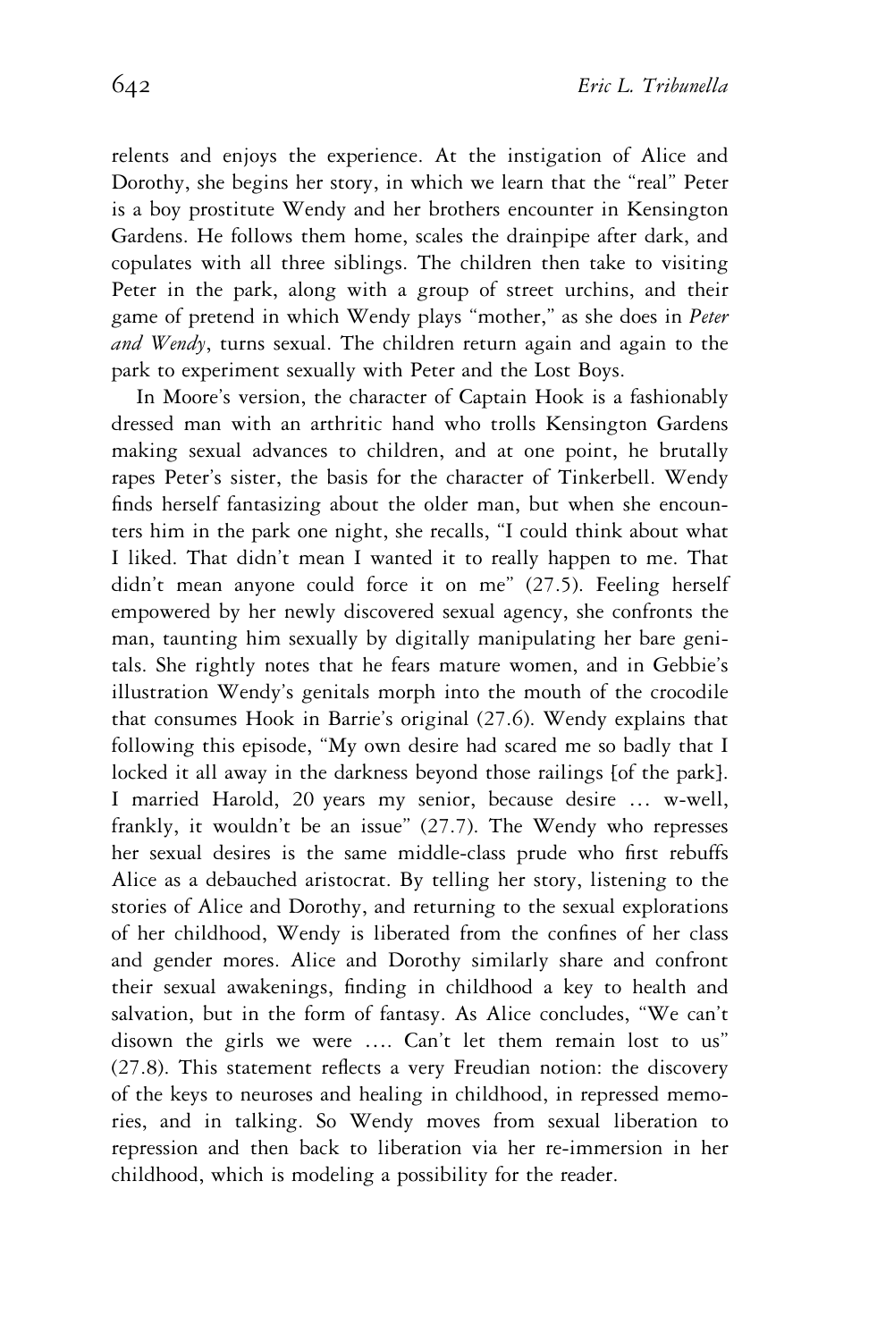relents and enjoys the experience. At the instigation of Alice and Dorothy, she begins her story, in which we learn that the "real" Peter is a boy prostitute Wendy and her brothers encounter in Kensington Gardens. He follows them home, scales the drainpipe after dark, and copulates with all three siblings. The children then take to visiting Peter in the park, along with a group of street urchins, and their game of pretend in which Wendy plays "mother," as she does in *Peter and Wendy*, turns sexual. The children return again and again to the park to experiment sexually with Peter and the Lost Boys.

In Moore's version, the character of Captain Hook is a fashionably dressed man with an arthritic hand who trolls Kensington Gardens making sexual advances to children, and at one point, he brutally rapes Peter's sister, the basis for the character of Tinkerbell. Wendy finds herself fantasizing about the older man, but when she encounters him in the park one night, she recalls, "I could think about what I liked. That didn't mean I wanted it to really happen to me. That didn't mean anyone could force it on me" (27.5). Feeling herself empowered by her newly discovered sexual agency, she confronts the man, taunting him sexually by digitally manipulating her bare genitals. She rightly notes that he fears mature women, and in Gebbie's illustration Wendy's genitals morph into the mouth of the crocodile that consumes Hook in Barrie's original (27.6). Wendy explains that following this episode, "My own desire had scared me so badly that I locked it all away in the darkness beyond those railings [of the park]. I married Harold, 20 years my senior, because desire … w-well, frankly, it wouldn't be an issue" (27.7). The Wendy who represses her sexual desires is the same middle-class prude who first rebuffs Alice as a debauched aristocrat. By telling her story, listening to the stories of Alice and Dorothy, and returning to the sexual explorations of her childhood, Wendy is liberated from the confines of her class and gender mores. Alice and Dorothy similarly share and confront their sexual awakenings, finding in childhood a key to health and salvation, but in the form of fantasy. As Alice concludes, "We can't disown the girls we were …. Can't let them remain lost to us" (27.8). This statement reflects a very Freudian notion: the discovery of the keys to neuroses and healing in childhood, in repressed memories, and in talking. So Wendy moves from sexual liberation to repression and then back to liberation via her re-immersion in her childhood, which is modeling a possibility for the reader.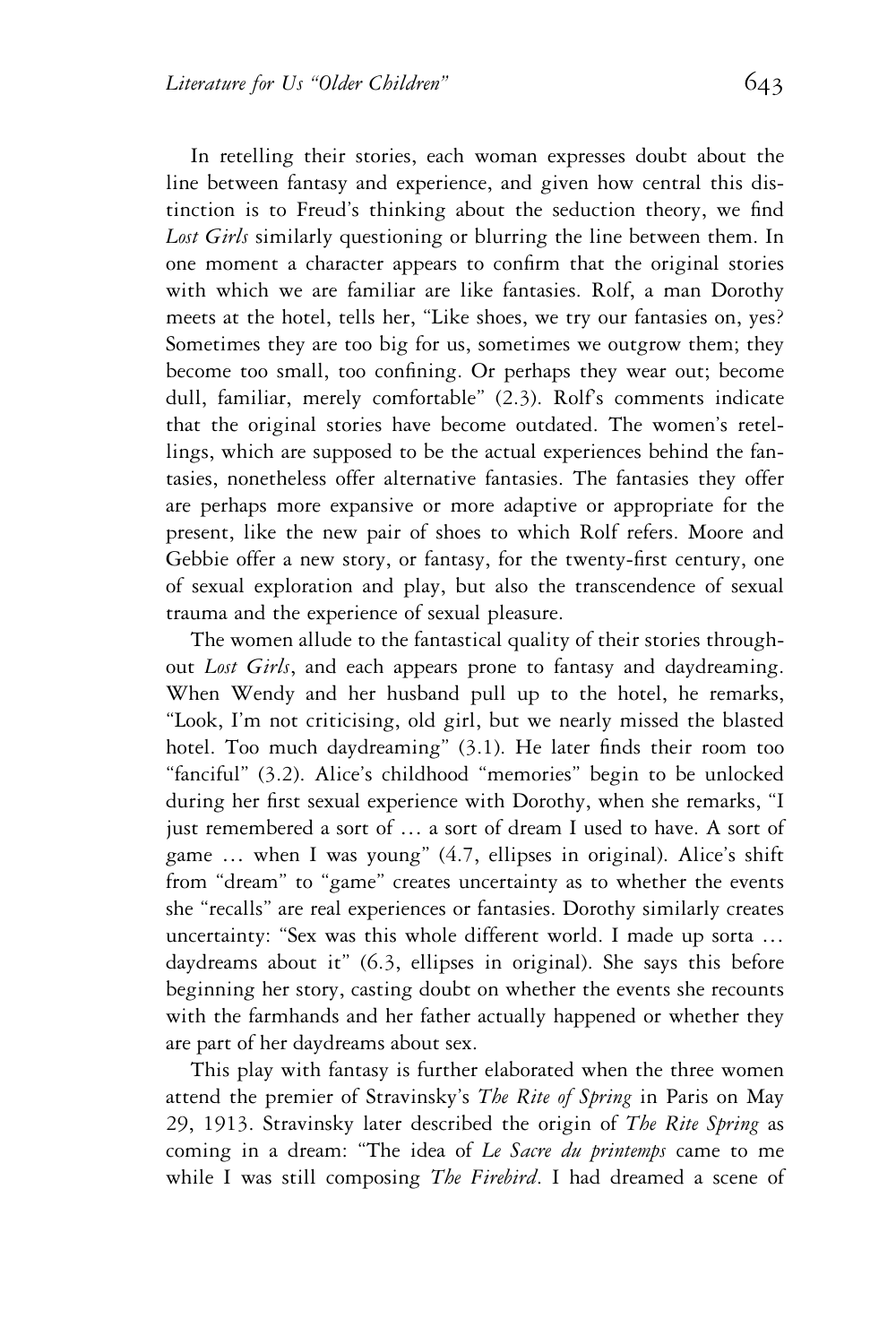In retelling their stories, each woman expresses doubt about the line between fantasy and experience, and given how central this distinction is to Freud's thinking about the seduction theory, we find *Lost Girls* similarly questioning or blurring the line between them. In one moment a character appears to confirm that the original stories with which we are familiar are like fantasies. Rolf, a man Dorothy meets at the hotel, tells her, "Like shoes, we try our fantasies on, yes? Sometimes they are too big for us, sometimes we outgrow them; they become too small, too confining. Or perhaps they wear out; become dull, familiar, merely comfortable" (2.3). Rolf's comments indicate that the original stories have become outdated. The women's retellings, which are supposed to be the actual experiences behind the fantasies, nonetheless offer alternative fantasies. The fantasies they offer are perhaps more expansive or more adaptive or appropriate for the present, like the new pair of shoes to which Rolf refers. Moore and Gebbie offer a new story, or fantasy, for the twenty-first century, one of sexual exploration and play, but also the transcendence of sexual trauma and the experience of sexual pleasure.

The women allude to the fantastical quality of their stories throughout *Lost Girls*, and each appears prone to fantasy and daydreaming. When Wendy and her husband pull up to the hotel, he remarks, "Look, I'm not criticising, old girl, but we nearly missed the blasted hotel. Too much daydreaming" (3.1). He later finds their room too "fanciful" (3.2). Alice's childhood "memories" begin to be unlocked during her first sexual experience with Dorothy, when she remarks, "I just remembered a sort of … a sort of dream I used to have. A sort of game … when I was young" (4.7, ellipses in original). Alice's shift from "dream" to "game" creates uncertainty as to whether the events she "recalls" are real experiences or fantasies. Dorothy similarly creates uncertainty: "Sex was this whole different world. I made up sorta … daydreams about it" (6.3, ellipses in original). She says this before beginning her story, casting doubt on whether the events she recounts with the farmhands and her father actually happened or whether they are part of her daydreams about sex.

This play with fantasy is further elaborated when the three women attend the premier of Stravinsky's *The Rite of Spring* in Paris on May 29, 1913. Stravinsky later described the origin of *The Rite Spring* as coming in a dream: "The idea of *Le Sacre du printemps* came to me while I was still composing *The Firebird*. I had dreamed a scene of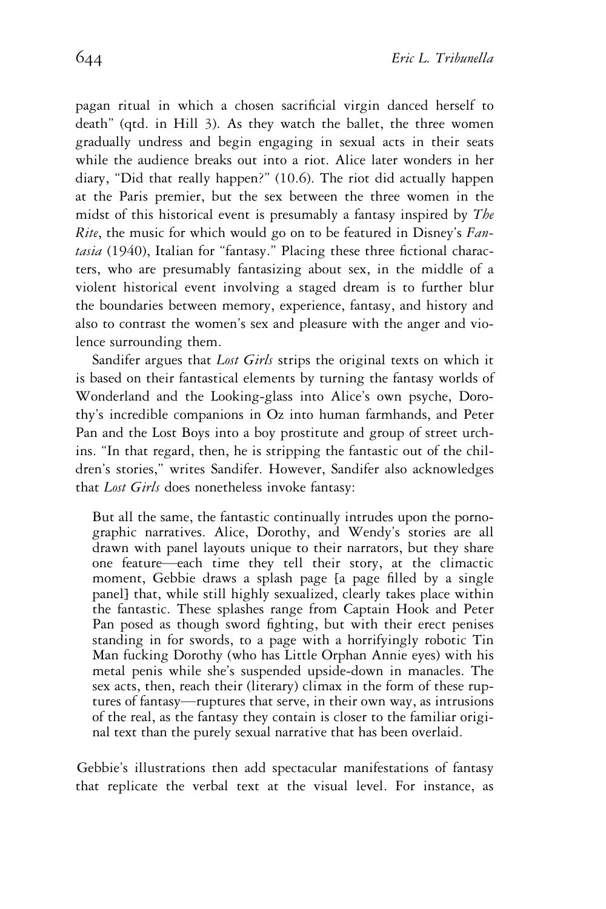pagan ritual in which a chosen sacrificial virgin danced herself to death" (qtd. in Hill 3). As they watch the ballet, the three women gradually undress and begin engaging in sexual acts in their seats while the audience breaks out into a riot. Alice later wonders in her diary, "Did that really happen?" (10.6). The riot did actually happen at the Paris premier, but the sex between the three women in the midst of this historical event is presumably a fantasy inspired by *The Rite*, the music for which would go on to be featured in Disney's *Fantasia* (1940), Italian for "fantasy." Placing these three fictional characters, who are presumably fantasizing about sex, in the middle of a violent historical event involving a staged dream is to further blur the boundaries between memory, experience, fantasy, and history and also to contrast the women's sex and pleasure with the anger and violence surrounding them.

Sandifer argues that *Lost Girls* strips the original texts on which it is based on their fantastical elements by turning the fantasy worlds of Wonderland and the Looking-glass into Alice's own psyche, Dorothy's incredible companions in Oz into human farmhands, and Peter Pan and the Lost Boys into a boy prostitute and group of street urchins. "In that regard, then, he is stripping the fantastic out of the children's stories," writes Sandifer. However, Sandifer also acknowledges that *Lost Girls* does nonetheless invoke fantasy:

> But all the same, the fantastic continually intrudes upon the pornographic narratives. Alice, Dorothy, and Wendy's stories are all drawn with panel layouts unique to their narrators, but they share one feature—each time they tell their story, at the climactic moment, Gebbie draws a splash page [a page filled by a single panel] that, while still highly sexualized, clearly takes place within the fantastic. These splashes range from Captain Hook and Peter Pan posed as though sword fighting, but with their erect penises standing in for swords, to a page with a horrifyingly robotic Tin Man fucking Dorothy (who has Little Orphan Annie eyes) with his metal penis while she's suspended upside-down in manacles. The sex acts, then, reach their (literary) climax in the form of these ruptures of fantasy—ruptures that serve, in their own way, as intrusions of the real, as the fantasy they contain is closer to the familiar original text than the purely sexual narrative that has been overlaid.

Gebbie's illustrations then add spectacular manifestations of fantasy that replicate the verbal text at the visual level. For instance, as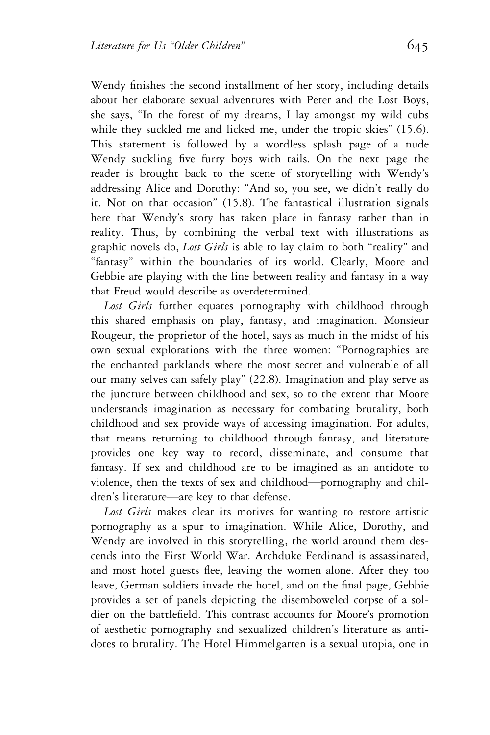Wendy finishes the second installment of her story, including details about her elaborate sexual adventures with Peter and the Lost Boys, she says, "In the forest of my dreams, I lay amongst my wild cubs while they suckled me and licked me, under the tropic skies" (15.6). This statement is followed by a wordless splash page of a nude Wendy suckling five furry boys with tails. On the next page the reader is brought back to the scene of storytelling with Wendy's addressing Alice and Dorothy: "And so, you see, we didn't really do it. Not on that occasion" (15.8). The fantastical illustration signals here that Wendy's story has taken place in fantasy rather than in reality. Thus, by combining the verbal text with illustrations as graphic novels do, *Lost Girls* is able to lay claim to both "reality" and "fantasy" within the boundaries of its world. Clearly, Moore and Gebbie are playing with the line between reality and fantasy in a way that Freud would describe as overdetermined.

*Lost Girls* further equates pornography with childhood through this shared emphasis on play, fantasy, and imagination. Monsieur Rougeur, the proprietor of the hotel, says as much in the midst of his own sexual explorations with the three women: "Pornographies are the enchanted parklands where the most secret and vulnerable of all our many selves can safely play" (22.8). Imagination and play serve as the juncture between childhood and sex, so to the extent that Moore understands imagination as necessary for combating brutality, both childhood and sex provide ways of accessing imagination. For adults, that means returning to childhood through fantasy, and literature provides one key way to record, disseminate, and consume that fantasy. If sex and childhood are to be imagined as an antidote to violence, then the texts of sex and childhood—pornography and children's literature—are key to that defense.

*Lost Girls* makes clear its motives for wanting to restore artistic pornography as a spur to imagination. While Alice, Dorothy, and Wendy are involved in this storytelling, the world around them descends into the First World War. Archduke Ferdinand is assassinated, and most hotel guests flee, leaving the women alone. After they too leave, German soldiers invade the hotel, and on the final page, Gebbie provides a set of panels depicting the disemboweled corpse of a soldier on the battlefield. This contrast accounts for Moore's promotion of aesthetic pornography and sexualized children's literature as antidotes to brutality. The Hotel Himmelgarten is a sexual utopia, one in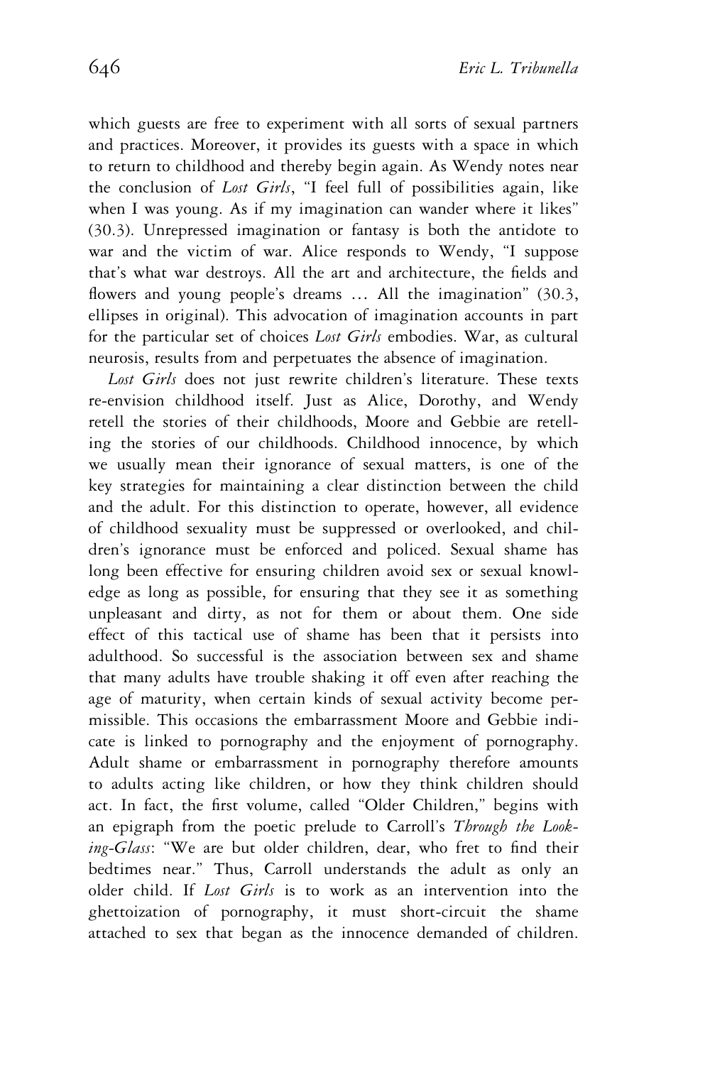which guests are free to experiment with all sorts of sexual partners and practices. Moreover, it provides its guests with a space in which to return to childhood and thereby begin again. As Wendy notes near the conclusion of *Lost Girls*, "I feel full of possibilities again, like when I was young. As if my imagination can wander where it likes" (30.3). Unrepressed imagination or fantasy is both the antidote to war and the victim of war. Alice responds to Wendy, "I suppose that's what war destroys. All the art and architecture, the fields and flowers and young people's dreams … All the imagination" (30.3, ellipses in original). This advocation of imagination accounts in part for the particular set of choices *Lost Girls* embodies. War, as cultural neurosis, results from and perpetuates the absence of imagination.

*Lost Girls* does not just rewrite children's literature. These texts re-envision childhood itself. Just as Alice, Dorothy, and Wendy retell the stories of their childhoods, Moore and Gebbie are retelling the stories of our childhoods. Childhood innocence, by which we usually mean their ignorance of sexual matters, is one of the key strategies for maintaining a clear distinction between the child and the adult. For this distinction to operate, however, all evidence of childhood sexuality must be suppressed or overlooked, and children's ignorance must be enforced and policed. Sexual shame has long been effective for ensuring children avoid sex or sexual knowledge as long as possible, for ensuring that they see it as something unpleasant and dirty, as not for them or about them. One side effect of this tactical use of shame has been that it persists into adulthood. So successful is the association between sex and shame that many adults have trouble shaking it off even after reaching the age of maturity, when certain kinds of sexual activity become permissible. This occasions the embarrassment Moore and Gebbie indicate is linked to pornography and the enjoyment of pornography. Adult shame or embarrassment in pornography therefore amounts to adults acting like children, or how they think children should act. In fact, the first volume, called "Older Children," begins with an epigraph from the poetic prelude to Carroll's *Through the Looking-Glass*: "We are but older children, dear, who fret to find their bedtimes near." Thus, Carroll understands the adult as only an older child. If *Lost Girls* is to work as an intervention into the ghettoization of pornography, it must short-circuit the shame attached to sex that began as the innocence demanded of children.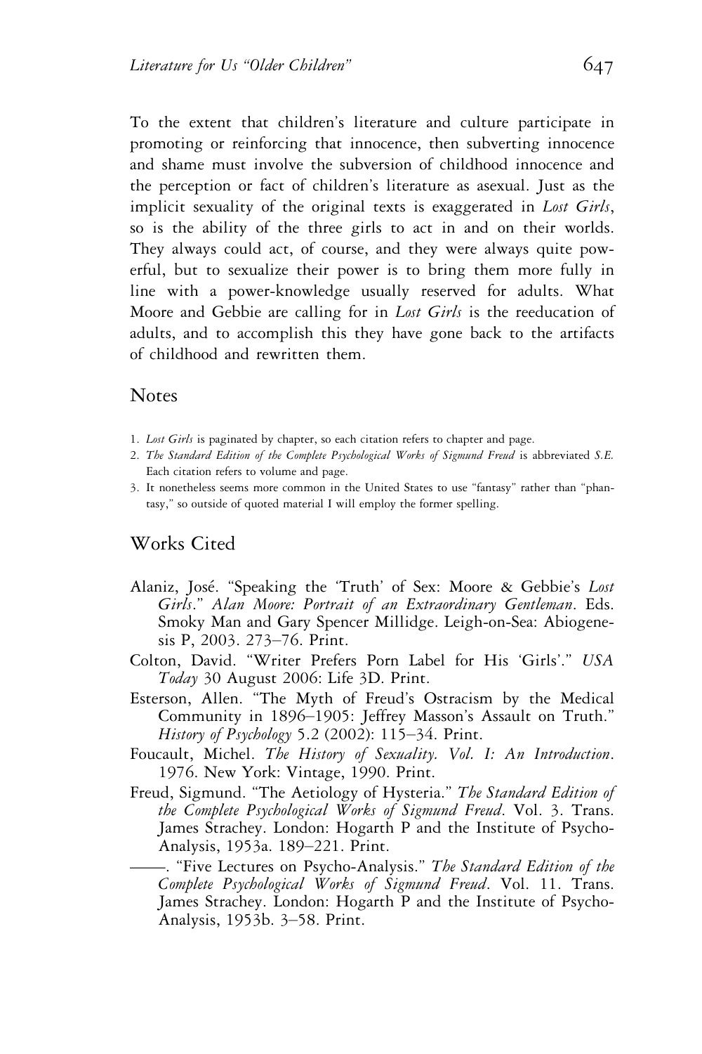To the extent that children's literature and culture participate in promoting or reinforcing that innocence, then subverting innocence and shame must involve the subversion of childhood innocence and the perception or fact of children's literature as asexual. Just as the implicit sexuality of the original texts is exaggerated in *Lost Girls*, so is the ability of the three girls to act in and on their worlds. They always could act, of course, and they were always quite powerful, but to sexualize their power is to bring them more fully in line with a power-knowledge usually reserved for adults. What Moore and Gebbie are calling for in *Lost Girls* is the reeducation of adults, and to accomplish this they have gone back to the artifacts of childhood and rewritten them.

## Notes

1. *Lost Girls* is paginated by chapter, so each citation refers to chapter and page.
2. *The Standard Edition of the Complete Psychological Works of Sigmund Freud* is abbreviated *S.E.* Each citation refers to volume and page.
3. It nonetheless seems more common in the United States to use "fantasy" rather than "phantasy," so outside of quoted material I will employ the former spelling.

## Works Cited

Alaniz, José. "Speaking the 'Truth' of Sex: Moore & Gebbie's *Lost Girls*." *Alan Moore: Portrait of an Extraordinary Gentleman*. Eds. Smoky Man and Gary Spencer Millidge. Leigh-on-Sea: Abiogenesis P, 2003. 273–76. Print.

Colton, David. "Writer Prefers Porn Label for His 'Girls'." *USA Today* 30 August 2006: Life 3D. Print.

Esterson, Allen. "The Myth of Freud's Ostracism by the Medical Community in 1896–1905: Jeffrey Masson's Assault on Truth." *History of Psychology* 5.2 (2002): 115–34. Print.

Foucault, Michel. *The History of Sexuality. Vol. I: An Introduction*. 1976. New York: Vintage, 1990. Print.

Freud, Sigmund. "The Aetiology of Hysteria." *The Standard Edition of the Complete Psychological Works of Sigmund Freud*. Vol. 3. Trans. James Strachey. London: Hogarth P and the Institute of Psycho-Analysis, 1953a. 189–221. Print.

——. "Five Lectures on Psycho-Analysis." *The Standard Edition of the Complete Psychological Works of Sigmund Freud*. Vol. 11. Trans. James Strachey. London: Hogarth P and the Institute of Psycho-Analysis, 1953b. 3–58. Print.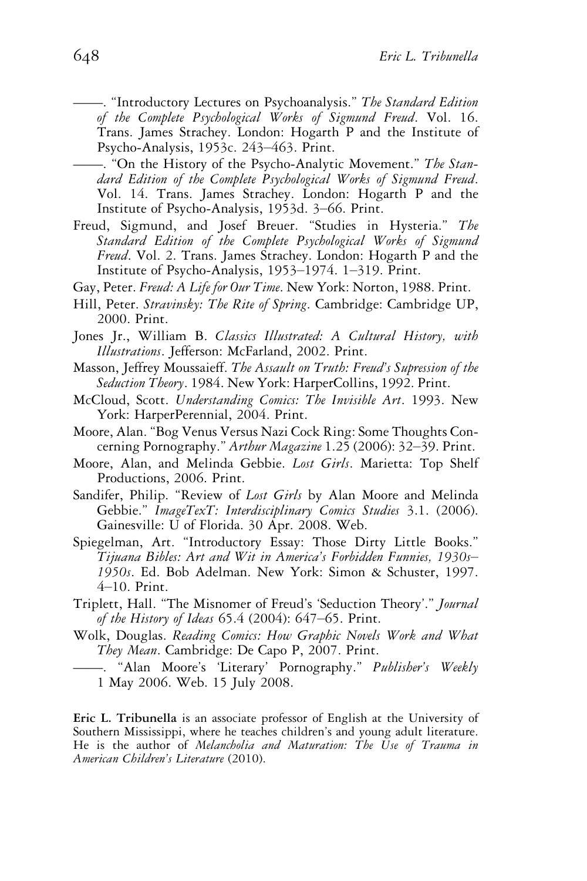———. "Introductory Lectures on Psychoanalysis." *The Standard Edition of the Complete Psychological Works of Sigmund Freud*. Vol. 16. Trans. James Strachey. London: Hogarth P and the Institute of Psycho-Analysis, 1953c. 243–463. Print.

———. "On the History of the Psycho-Analytic Movement." *The Standard Edition of the Complete Psychological Works of Sigmund Freud*. Vol. 14. Trans. James Strachey. London: Hogarth P and the Institute of Psycho-Analysis, 1953d. 3–66. Print.

Freud, Sigmund, and Josef Breuer. "Studies in Hysteria." *The Standard Edition of the Complete Psychological Works of Sigmund Freud*. Vol. 2. Trans. James Strachey. London: Hogarth P and the Institute of Psycho-Analysis, 1953–1974. 1–319. Print.

Gay, Peter. *Freud: A Life for Our Time*. New York: Norton, 1988. Print.

Hill, Peter. *Stravinsky: The Rite of Spring*. Cambridge: Cambridge UP, 2000. Print.

Jones Jr., William B. *Classics Illustrated: A Cultural History, with Illustrations*. Jefferson: McFarland, 2002. Print.

Masson, Jeffrey Moussaieff. *The Assault on Truth: Freud's Supression of the Seduction Theory*. 1984. New York: HarperCollins, 1992. Print.

McCloud, Scott. *Understanding Comics: The Invisible Art*. 1993. New York: HarperPerennial, 2004. Print.

Moore, Alan. "Bog Venus Versus Nazi Cock Ring: Some Thoughts Concerning Pornography." *Arthur Magazine* 1.25 (2006): 32–39. Print.

Moore, Alan, and Melinda Gebbie. *Lost Girls*. Marietta: Top Shelf Productions, 2006. Print.

Sandifer, Philip. "Review of *Lost Girls* by Alan Moore and Melinda Gebbie." *ImageTexT: Interdisciplinary Comics Studies* 3.1. (2006). Gainesville: U of Florida. 30 Apr. 2008. Web.

Spiegelman, Art. "Introductory Essay: Those Dirty Little Books." *Tijuana Bibles: Art and Wit in America's Forbidden Funnies, 1930s–1950s*. Ed. Bob Adelman. New York: Simon & Schuster, 1997. 4–10. Print.

Triplett, Hall. "The Misnomer of Freud's 'Seduction Theory'." *Journal of the History of Ideas* 65.4 (2004): 647–65. Print.

Wolk, Douglas. *Reading Comics: How Graphic Novels Work and What They Mean*. Cambridge: De Capo P, 2007. Print.

———. "Alan Moore's 'Literary' Pornography." *Publisher's Weekly* 1 May 2006. Web. 15 July 2008.

**Eric L. Tribunella** is an associate professor of English at the University of Southern Mississippi, where he teaches children's and young adult literature. He is the author of *Melancholia and Maturation: The Use of Trauma in American Children's Literature* (2010).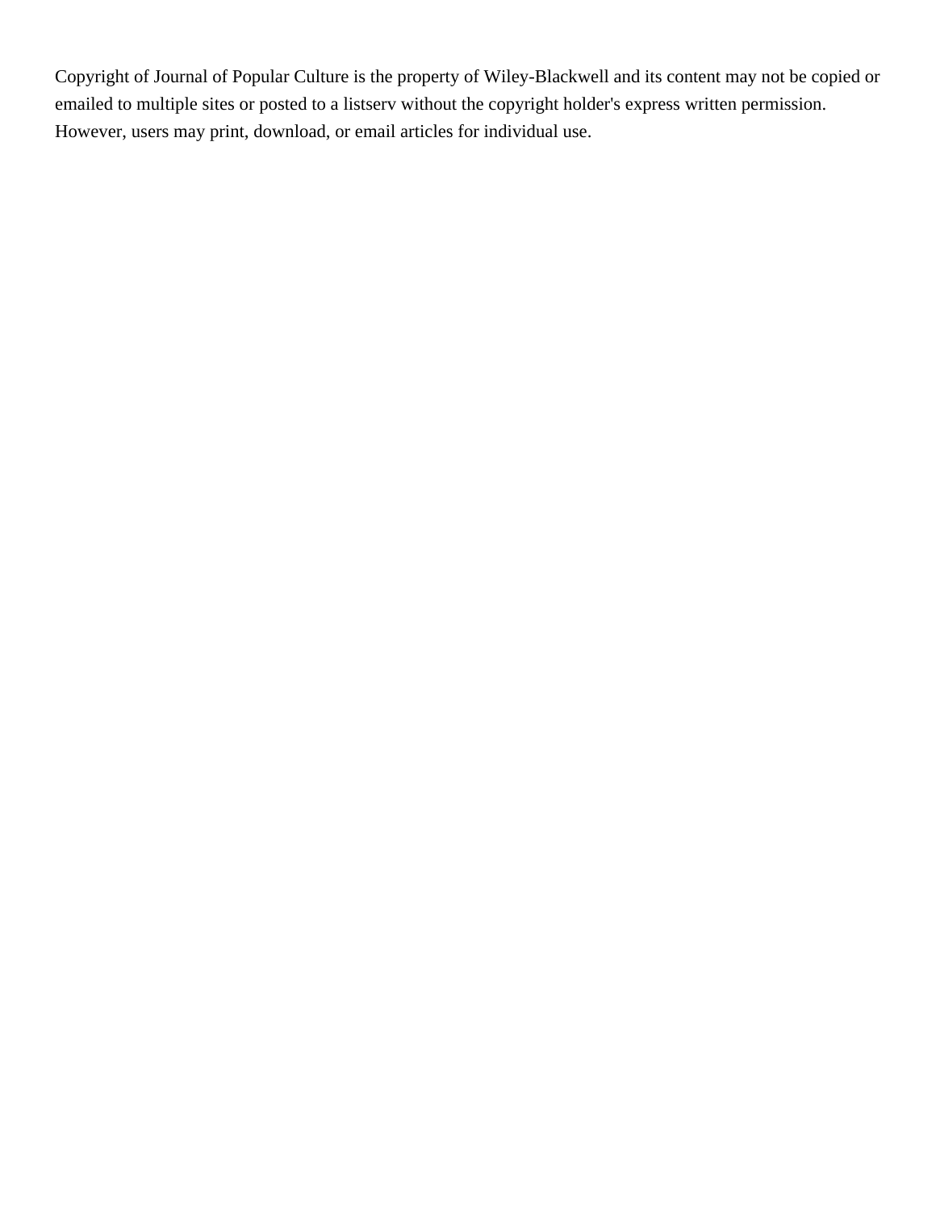Copyright of Journal of Popular Culture is the property of Wiley-Blackwell and its content may not be copied or emailed to multiple sites or posted to a listserv without the copyright holder's express written permission. However, users may print, download, or email articles for individual use.